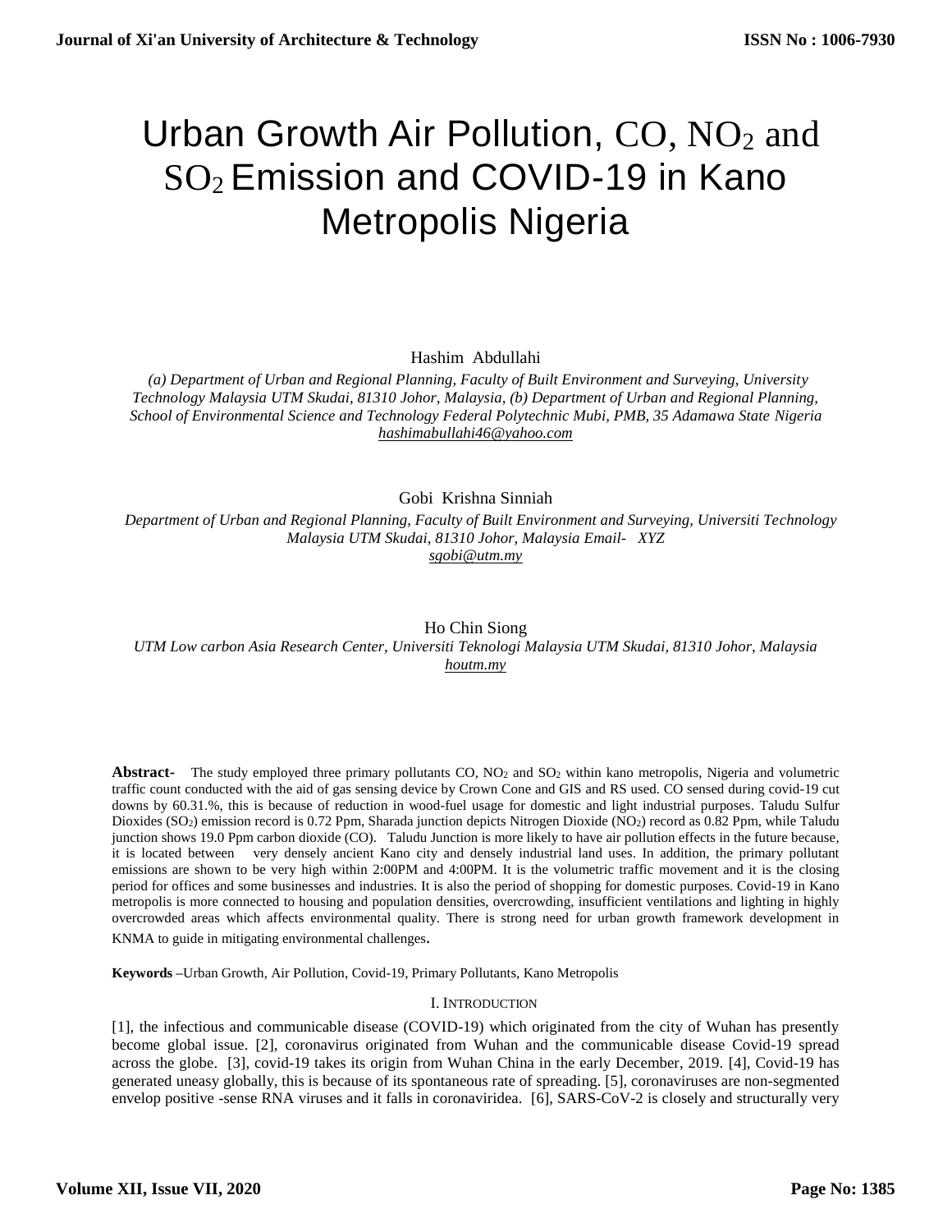# Urban Growth Air Pollution, CO, $NO_2$ and $SO_2$ Emission and COVID-19 in Kano Metropolis Nigeria

Hashim Abdullahi

*(a) Department of Urban and Regional Planning, Faculty of Built Environment and Surveying, University Technology Malaysia UTM Skudai, 81310 Johor, Malaysia, (b) Department of Urban and Regional Planning, School of Environmental Science and Technology Federal Polytechnic Mubi, PMB, 35 Adamawa State Nigeria*
hashimabullahi46@yahoo.com

Gobi Krishna Sinniah

*Department of Urban and Regional Planning, Faculty of Built Environment and Surveying, Universiti Technology Malaysia UTM Skudai, 81310 Johor, Malaysia Email- XYZ*
sgobi@utm.my

Ho Chin Siong

*UTM Low carbon Asia Research Center, Universiti Teknologi Malaysia UTM Skudai, 81310 Johor, Malaysia*
houtm.my

**Abstract-** The study employed three primary pollutants CO, $NO_2$ and $SO_2$ within kano metropolis, Nigeria and volumetric traffic count conducted with the aid of gas sensing device by Crown Cone and GIS and RS used. CO sensed during covid-19 cut downs by 60.31.%, this is because of reduction in wood-fuel usage for domestic and light industrial purposes. Taludu Sulfur Dioxides ($SO_2$) emission record is 0.72 Ppm, Sharada junction depicts Nitrogen Dioxide ($NO_2$) record as 0.82 Ppm, while Taludu junction shows 19.0 Ppm carbon dioxide (CO). Taludu Junction is more likely to have air pollution effects in the future because, it is located between very densely ancient Kano city and densely industrial land uses. In addition, the primary pollutant emissions are shown to be very high within 2:00PM and 4:00PM. It is the volumetric traffic movement and it is the closing period for offices and some businesses and industries. It is also the period of shopping for domestic purposes. Covid-19 in Kano metropolis is more connected to housing and population densities, overcrowding, insufficient ventilations and lighting in highly overcrowded areas which affects environmental quality. There is strong need for urban growth framework development in KNMA to guide in mitigating environmental challenges.

**Keywords** –Urban Growth, Air Pollution, Covid-19, Primary Pollutants, Kano Metropolis

## I. Introduction

[1], the infectious and communicable disease (COVID-19) which originated from the city of Wuhan has presently become global issue. [2], coronavirus originated from Wuhan and the communicable disease Covid-19 spread across the globe. [3], covid-19 takes its origin from Wuhan China in the early December, 2019. [4], Covid-19 has generated uneasy globally, this is because of its spontaneous rate of spreading. [5], coronaviruses are non-segmented envelop positive -sense RNA viruses and it falls in coronaviridea. [6], SARS-CoV-2 is closely and structurally very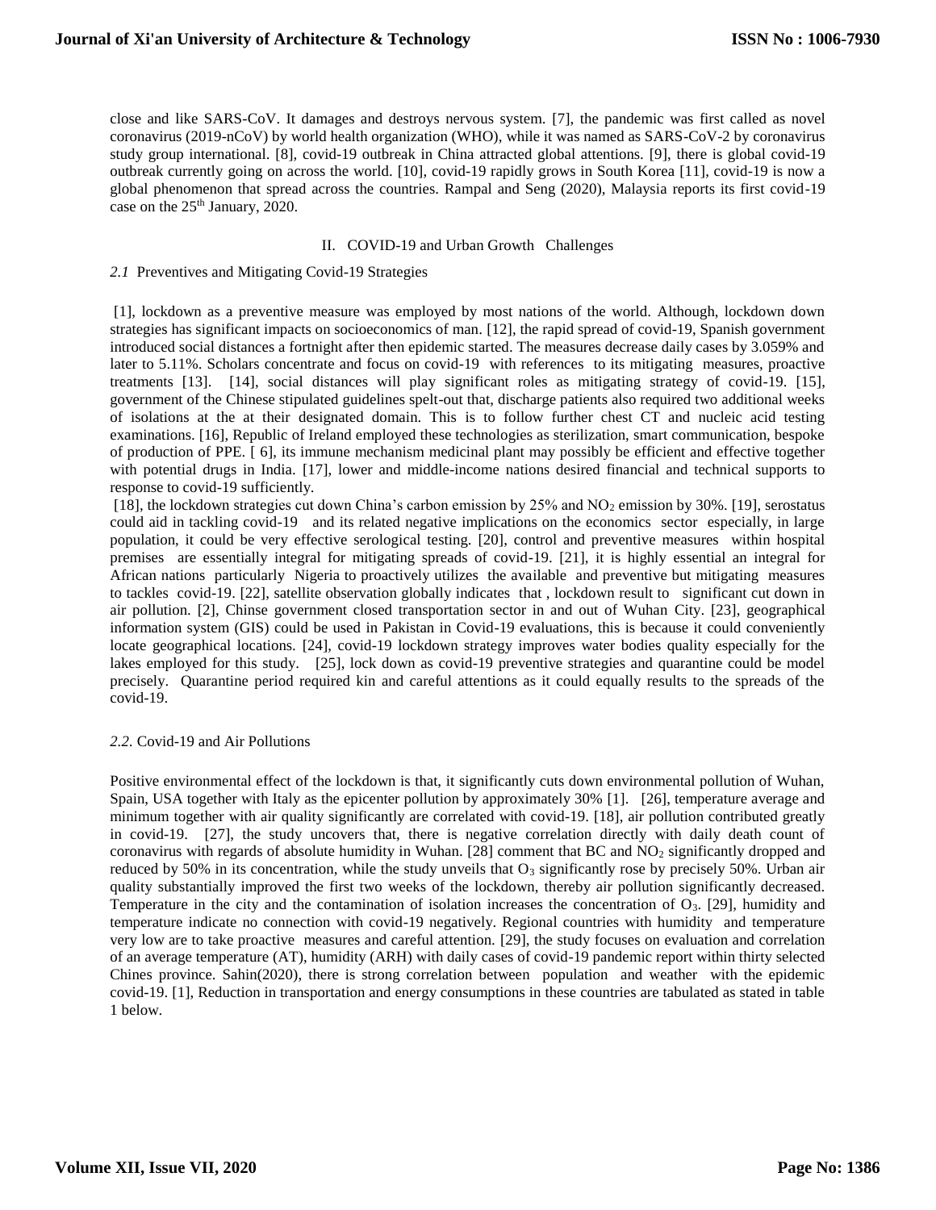close and like SARS-CoV. It damages and destroys nervous system. [7], the pandemic was first called as novel coronavirus (2019-nCoV) by world health organization (WHO), while it was named as SARS-CoV-2 by coronavirus study group international. [8], covid-19 outbreak in China attracted global attentions. [9], there is global covid-19 outbreak currently going on across the world. [10], covid-19 rapidly grows in South Korea [11], covid-19 is now a global phenomenon that spread across the countries. Rampal and Seng (2020), Malaysia reports its first covid-19 case on the 25th January, 2020.

## II. COVID-19 and Urban Growth Challenges

### *2.1* Preventives and Mitigating Covid-19 Strategies

[1], lockdown as a preventive measure was employed by most nations of the world. Although, lockdown down strategies has significant impacts on socioeconomics of man. [12], the rapid spread of covid-19, Spanish government introduced social distances a fortnight after then epidemic started. The measures decrease daily cases by 3.059% and later to 5.11%. Scholars concentrate and focus on covid-19 with references to its mitigating measures, proactive treatments [13]. [14], social distances will play significant roles as mitigating strategy of covid-19. [15], government of the Chinese stipulated guidelines spelt-out that, discharge patients also required two additional weeks of isolations at the at their designated domain. This is to follow further chest CT and nucleic acid testing examinations. [16], Republic of Ireland employed these technologies as sterilization, smart communication, bespoke of production of PPE. [ 6], its immune mechanism medicinal plant may possibly be efficient and effective together with potential drugs in India. [17], lower and middle-income nations desired financial and technical supports to response to covid-19 sufficiently.

[18], the lockdown strategies cut down China's carbon emission by 25% and $NO_2$ emission by 30%. [19], serostatus could aid in tackling covid-19 and its related negative implications on the economics sector especially, in large population, it could be very effective serological testing. [20], control and preventive measures within hospital premises are essentially integral for mitigating spreads of covid-19. [21], it is highly essential an integral for African nations particularly Nigeria to proactively utilizes the available and preventive but mitigating measures to tackles covid-19. [22], satellite observation globally indicates that , lockdown result to significant cut down in air pollution. [2], Chinse government closed transportation sector in and out of Wuhan City. [23], geographical information system (GIS) could be used in Pakistan in Covid-19 evaluations, this is because it could conveniently locate geographical locations. [24], covid-19 lockdown strategy improves water bodies quality especially for the lakes employed for this study. [25], lock down as covid-19 preventive strategies and quarantine could be model precisely. Quarantine period required kin and careful attentions as it could equally results to the spreads of the covid-19.

### *2.2.* Covid-19 and Air Pollutions

Positive environmental effect of the lockdown is that, it significantly cuts down environmental pollution of Wuhan, Spain, USA together with Italy as the epicenter pollution by approximately 30% [1]. [26], temperature average and minimum together with air quality significantly are correlated with covid-19. [18], air pollution contributed greatly in covid-19. [27], the study uncovers that, there is negative correlation directly with daily death count of coronavirus with regards of absolute humidity in Wuhan. [28] comment that BC and $NO_2$ significantly dropped and reduced by 50% in its concentration, while the study unveils that $O_3$ significantly rose by precisely 50%. Urban air quality substantially improved the first two weeks of the lockdown, thereby air pollution significantly decreased. Temperature in the city and the contamination of isolation increases the concentration of $O_3$. [29], humidity and temperature indicate no connection with covid-19 negatively. Regional countries with humidity and temperature very low are to take proactive measures and careful attention. [29], the study focuses on evaluation and correlation of an average temperature (AT), humidity (ARH) with daily cases of covid-19 pandemic report within thirty selected Chines province. Sahin(2020), there is strong correlation between population and weather with the epidemic covid-19. [1], Reduction in transportation and energy consumptions in these countries are tabulated as stated in table 1 below.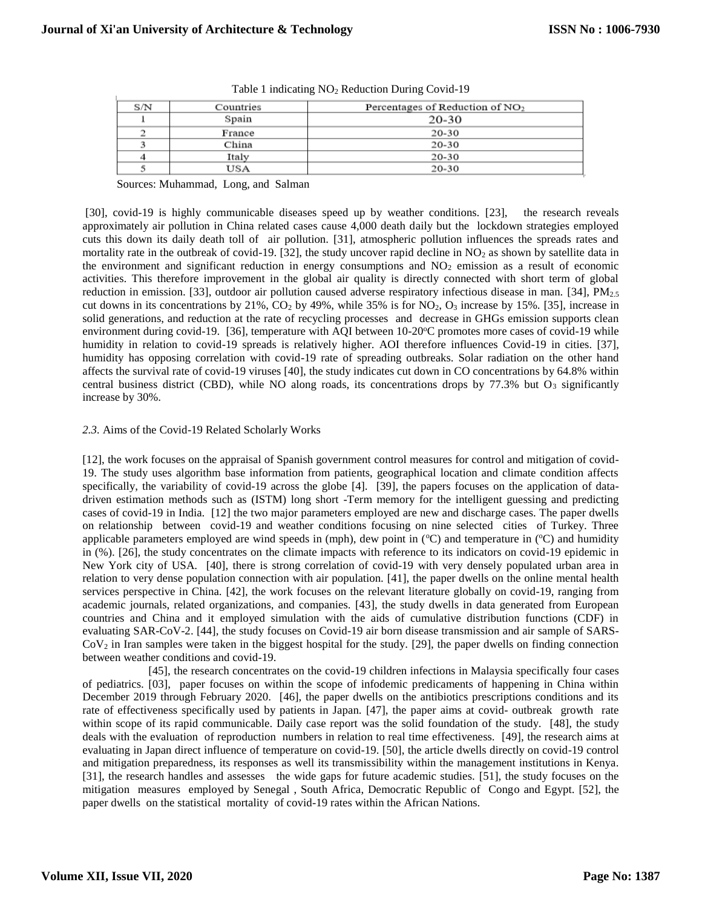Table 1 indicating $NO_2$ Reduction During Covid-19

| S/N | Countries | Percentages of Reduction of $NO_2$ |
|---|---|---|
| 1 | Spain | 20-30 |
| 2 | France | 20-30 |
| 3 | China | 20-30 |
| 4 | Italy | 20-30 |
| 5 | USA | 20-30 |

Sources: Muhammad, Long, and Salman

[30], covid-19 is highly communicable diseases speed up by weather conditions. [23], the research reveals approximately air pollution in China related cases cause 4,000 death daily but the lockdown strategies employed cuts this down its daily death toll of air pollution. [31], atmospheric pollution influences the spreads rates and mortality rate in the outbreak of covid-19. [32], the study uncover rapid decline in $NO_2$ as shown by satellite data in the environment and significant reduction in energy consumptions and $NO_2$ emission as a result of economic activities. This therefore improvement in the global air quality is directly connected with short term of global reduction in emission. [33], outdoor air pollution caused adverse respiratory infectious disease in man. [34], $PM_{2.5}$ cut downs in its concentrations by 21%, $CO_2$ by 49%, while 35% is for $NO_2$, $O_3$ increase by 15%. [35], increase in solid generations, and reduction at the rate of recycling processes and decrease in GHGs emission supports clean environment during covid-19. [36], temperature with AQI between 10-20$^o$C promotes more cases of covid-19 while humidity in relation to covid-19 spreads is relatively higher. AOI therefore influences Covid-19 in cities. [37], humidity has opposing correlation with covid-19 rate of spreading outbreaks. Solar radiation on the other hand affects the survival rate of covid-19 viruses [40], the study indicates cut down in CO concentrations by 64.8% within central business district (CBD), while NO along roads, its concentrations drops by 77.3% but $O_3$ significantly increase by 30%.

*2.3.* Aims of the Covid-19 Related Scholarly Works

[12], the work focuses on the appraisal of Spanish government control measures for control and mitigation of covid-19. The study uses algorithm base information from patients, geographical location and climate condition affects specifically, the variability of covid-19 across the globe [4]. [39], the papers focuses on the application of data-driven estimation methods such as (ISTM) long short -Term memory for the intelligent guessing and predicting cases of covid-19 in India. [12] the two major parameters employed are new and discharge cases. The paper dwells on relationship between covid-19 and weather conditions focusing on nine selected cities of Turkey. Three applicable parameters employed are wind speeds in (mph), dew point in ($^o$C) and temperature in ($^o$C) and humidity in (%). [26], the study concentrates on the climate impacts with reference to its indicators on covid-19 epidemic in New York city of USA. [40], there is strong correlation of covid-19 with very densely populated urban area in relation to very dense population connection with air population. [41], the paper dwells on the online mental health services perspective in China. [42], the work focuses on the relevant literature globally on covid-19, ranging from academic journals, related organizations, and companies. [43], the study dwells in data generated from European countries and China and it employed simulation with the aids of cumulative distribution functions (CDF) in evaluating SAR-CoV-2. [44], the study focuses on Covid-19 air born disease transmission and air sample of SARS-$CoV_2$ in Iran samples were taken in the biggest hospital for the study. [29], the paper dwells on finding connection between weather conditions and covid-19.

[45], the research concentrates on the covid-19 children infections in Malaysia specifically four cases of pediatrics. [03], paper focuses on within the scope of infodemic predicaments of happening in China within December 2019 through February 2020. [46], the paper dwells on the antibiotics prescriptions conditions and its rate of effectiveness specifically used by patients in Japan. [47], the paper aims at covid- outbreak growth rate within scope of its rapid communicable. Daily case report was the solid foundation of the study. [48], the study deals with the evaluation of reproduction numbers in relation to real time effectiveness. [49], the research aims at evaluating in Japan direct influence of temperature on covid-19. [50], the article dwells directly on covid-19 control and mitigation preparedness, its responses as well its transmissibility within the management institutions in Kenya. [31], the research handles and assesses the wide gaps for future academic studies. [51], the study focuses on the mitigation measures employed by Senegal , South Africa, Democratic Republic of Congo and Egypt. [52], the paper dwells on the statistical mortality of covid-19 rates within the African Nations.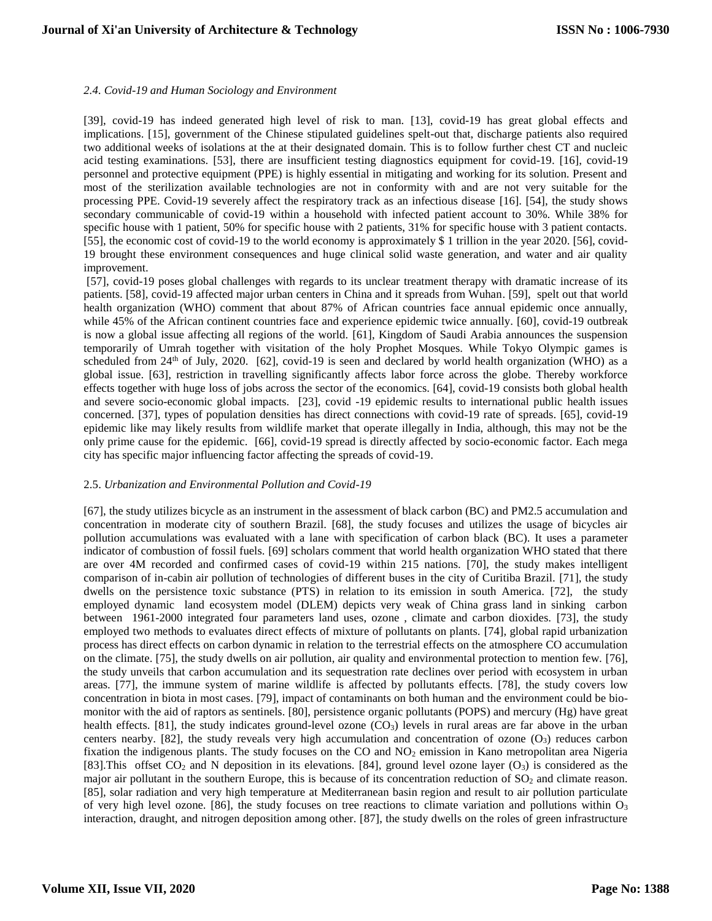### *2.4. Covid-19 and Human Sociology and Environment*

[39], covid-19 has indeed generated high level of risk to man. [13], covid-19 has great global effects and implications. [15], government of the Chinese stipulated guidelines spelt-out that, discharge patients also required two additional weeks of isolations at the at their designated domain. This is to follow further chest CT and nucleic acid testing examinations. [53], there are insufficient testing diagnostics equipment for covid-19. [16], covid-19 personnel and protective equipment (PPE) is highly essential in mitigating and working for its solution. Present and most of the sterilization available technologies are not in conformity with and are not very suitable for the processing PPE. Covid-19 severely affect the respiratory track as an infectious disease [16]. [54], the study shows secondary communicable of covid-19 within a household with infected patient account to 30%. While 38% for specific house with 1 patient, 50% for specific house with 2 patients, 31% for specific house with 3 patient contacts. [55], the economic cost of covid-19 to the world economy is approximately $ 1 trillion in the year 2020. [56], covid-19 brought these environment consequences and huge clinical solid waste generation, and water and air quality improvement.

[57], covid-19 poses global challenges with regards to its unclear treatment therapy with dramatic increase of its patients. [58], covid-19 affected major urban centers in China and it spreads from Wuhan. [59], spelt out that world health organization (WHO) comment that about 87% of African countries face annual epidemic once annually, while 45% of the African continent countries face and experience epidemic twice annually. [60], covid-19 outbreak is now a global issue affecting all regions of the world. [61], Kingdom of Saudi Arabia announces the suspension temporarily of Umrah together with visitation of the holy Prophet Mosques. While Tokyo Olympic games is scheduled from 24th of July, 2020. [62], covid-19 is seen and declared by world health organization (WHO) as a global issue. [63], restriction in travelling significantly affects labor force across the globe. Thereby workforce effects together with huge loss of jobs across the sector of the economics. [64], covid-19 consists both global health and severe socio-economic global impacts. [23], covid -19 epidemic results to international public health issues concerned. [37], types of population densities has direct connections with covid-19 rate of spreads. [65], covid-19 epidemic like may likely results from wildlife market that operate illegally in India, although, this may not be the only prime cause for the epidemic. [66], covid-19 spread is directly affected by socio-economic factor. Each mega city has specific major influencing factor affecting the spreads of covid-19.

### 2.5. *Urbanization and Environmental Pollution and Covid-19*

[67], the study utilizes bicycle as an instrument in the assessment of black carbon (BC) and PM2.5 accumulation and concentration in moderate city of southern Brazil. [68], the study focuses and utilizes the usage of bicycles air pollution accumulations was evaluated with a lane with specification of carbon black (BC). It uses a parameter indicator of combustion of fossil fuels. [69] scholars comment that world health organization WHO stated that there are over 4M recorded and confirmed cases of covid-19 within 215 nations. [70], the study makes intelligent comparison of in-cabin air pollution of technologies of different buses in the city of Curitiba Brazil. [71], the study dwells on the persistence toxic substance (PTS) in relation to its emission in south America. [72], the study employed dynamic land ecosystem model (DLEM) depicts very weak of China grass land in sinking carbon between 1961-2000 integrated four parameters land uses, ozone , climate and carbon dioxides. [73], the study employed two methods to evaluates direct effects of mixture of pollutants on plants. [74], global rapid urbanization process has direct effects on carbon dynamic in relation to the terrestrial effects on the atmosphere CO accumulation on the climate. [75], the study dwells on air pollution, air quality and environmental protection to mention few. [76], the study unveils that carbon accumulation and its sequestration rate declines over period with ecosystem in urban areas. [77], the immune system of marine wildlife is affected by pollutants effects. [78], the study covers low concentration in biota in most cases. [79], impact of contaminants on both human and the environment could be bio-monitor with the aid of raptors as sentinels. [80], persistence organic pollutants (POPS) and mercury (Hg) have great health effects. [81], the study indicates ground-level ozone ($CO_3$) levels in rural areas are far above in the urban centers nearby. [82], the study reveals very high accumulation and concentration of ozone ($O_3$) reduces carbon fixation the indigenous plants. The study focuses on the CO and $NO_2$ emission in Kano metropolitan area Nigeria [83].This offset $CO_2$ and N deposition in its elevations. [84], ground level ozone layer ($O_3$) is considered as the major air pollutant in the southern Europe, this is because of its concentration reduction of $SO_2$ and climate reason. [85], solar radiation and very high temperature at Mediterranean basin region and result to air pollution particulate of very high level ozone. [86], the study focuses on tree reactions to climate variation and pollutions within $O_3$ interaction, draught, and nitrogen deposition among other. [87], the study dwells on the roles of green infrastructure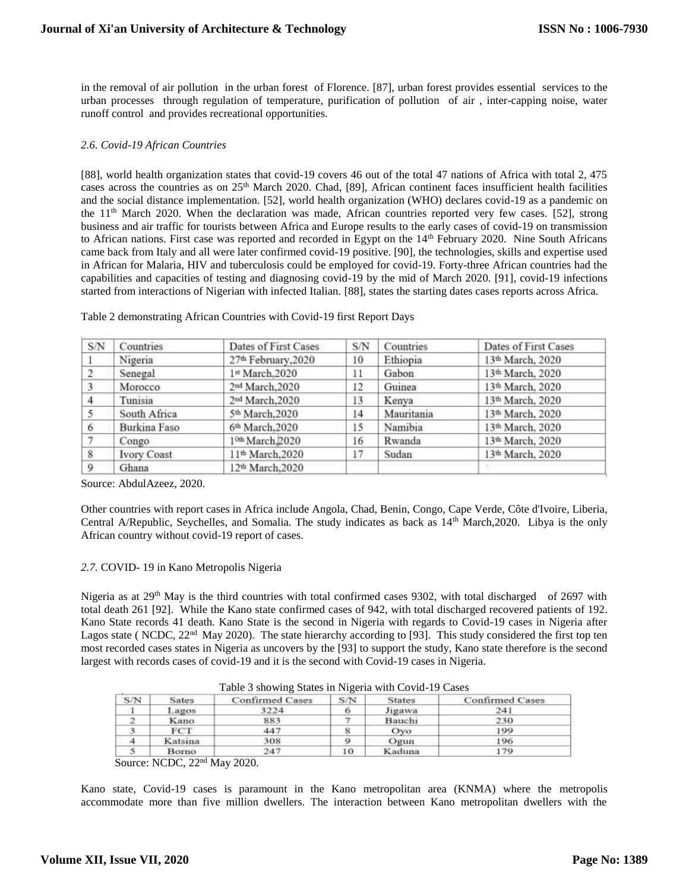in the removal of air pollution in the urban forest of Florence. [87], urban forest provides essential services to the urban processes through regulation of temperature, purification of pollution of air , inter-capping noise, water runoff control and provides recreational opportunities.

### *2.6. Covid-19 African Countries*

[88], world health organization states that covid-19 covers 46 out of the total 47 nations of Africa with total 2, 475 cases across the countries as on 25th March 2020. Chad, [89], African continent faces insufficient health facilities and the social distance implementation. [52], world health organization (WHO) declares covid-19 as a pandemic on the 11th March 2020. When the declaration was made, African countries reported very few cases. [52], strong business and air traffic for tourists between Africa and Europe results to the early cases of covid-19 on transmission to African nations. First case was reported and recorded in Egypt on the 14th February 2020. Nine South Africans came back from Italy and all were later confirmed covid-19 positive. [90], the technologies, skills and expertise used in African for Malaria, HIV and tuberculosis could be employed for covid-19. Forty-three African countries had the capabilities and capacities of testing and diagnosing covid-19 by the mid of March 2020. [91], covid-19 infections started from interactions of Nigerian with infected Italian. [88], states the starting dates cases reports across Africa.

Table 2 demonstrating African Countries with Covid-19 first Report Days

| S/N | Countries | Dates of First Cases | S/N | Countries | Dates of First Cases |
|---|---|---|---|---|---|
| 1 | Nigeria | 27th February,2020 | 10 | Ethiopia | 13th March, 2020 |
| 2 | Senegal | 1st March,2020 | 11 | Gabon | 13th March, 2020 |
| 3 | Morocco | 2nd March,2020 | 12 | Guinea | 13th March, 2020 |
| 4 | Tunisia | 2nd March,2020 | 13 | Kenya | 13th March, 2020 |
| 5 | South Africa | 5th March,2020 | 14 | Mauritania | 13th March, 2020 |
| 6 | Burkina Faso | 6th March,2020 | 15 | Namibia | 13th March, 2020 |
| 7 | Congo | 10th March,2020 | 16 | Rwanda | 13th March, 2020 |
| 8 | Ivory Coast | 11th March,2020 | 17 | Sudan | 13th March, 2020 |
| 9 | Ghana | 12th March,2020 | | | |

Source: AbdulAzeez, 2020.

Other countries with report cases in Africa include Angola, Chad, Benin, Congo, Cape Verde, Côte d'Ivoire, Liberia, Central A/Republic, Seychelles, and Somalia. The study indicates as back as 14th March,2020. Libya is the only African country without covid-19 report of cases.

### *2.7.* COVID- 19 in Kano Metropolis Nigeria

Nigeria as at 29th May is the third countries with total confirmed cases 9302, with total discharged of 2697 with total death 261 [92]. While the Kano state confirmed cases of 942, with total discharged recovered patients of 192. Kano State records 41 death. Kano State is the second in Nigeria with regards to Covid-19 cases in Nigeria after Lagos state ( NCDC, 22nd May 2020). The state hierarchy according to [93]. This study considered the first top ten most recorded cases states in Nigeria as uncovers by the [93] to support the study, Kano state therefore is the second largest with records cases of covid-19 and it is the second with Covid-19 cases in Nigeria.

Table 3 showing States in Nigeria with Covid-19 Cases

| S/N | Sates | Confirmed Cases | S/N | States | Confirmed Cases |
|---|---|---|---|---|---|
| 1 | Lagos | 3224 | 6 | Jigawa | 241 |
| 2 | Kano | 883 | 7 | Bauchi | 230 |
| 3 | FCT | 447 | 8 | Oyo | 199 |
| 4 | Katsina | 308 | 9 | Ogun | 196 |
| 5 | Borno | 247 | 10 | Kaduna | 179 |

Source: NCDC, 22nd May 2020.

Kano state, Covid-19 cases is paramount in the Kano metropolitan area (KNMA) where the metropolis accommodate more than five million dwellers. The interaction between Kano metropolitan dwellers with the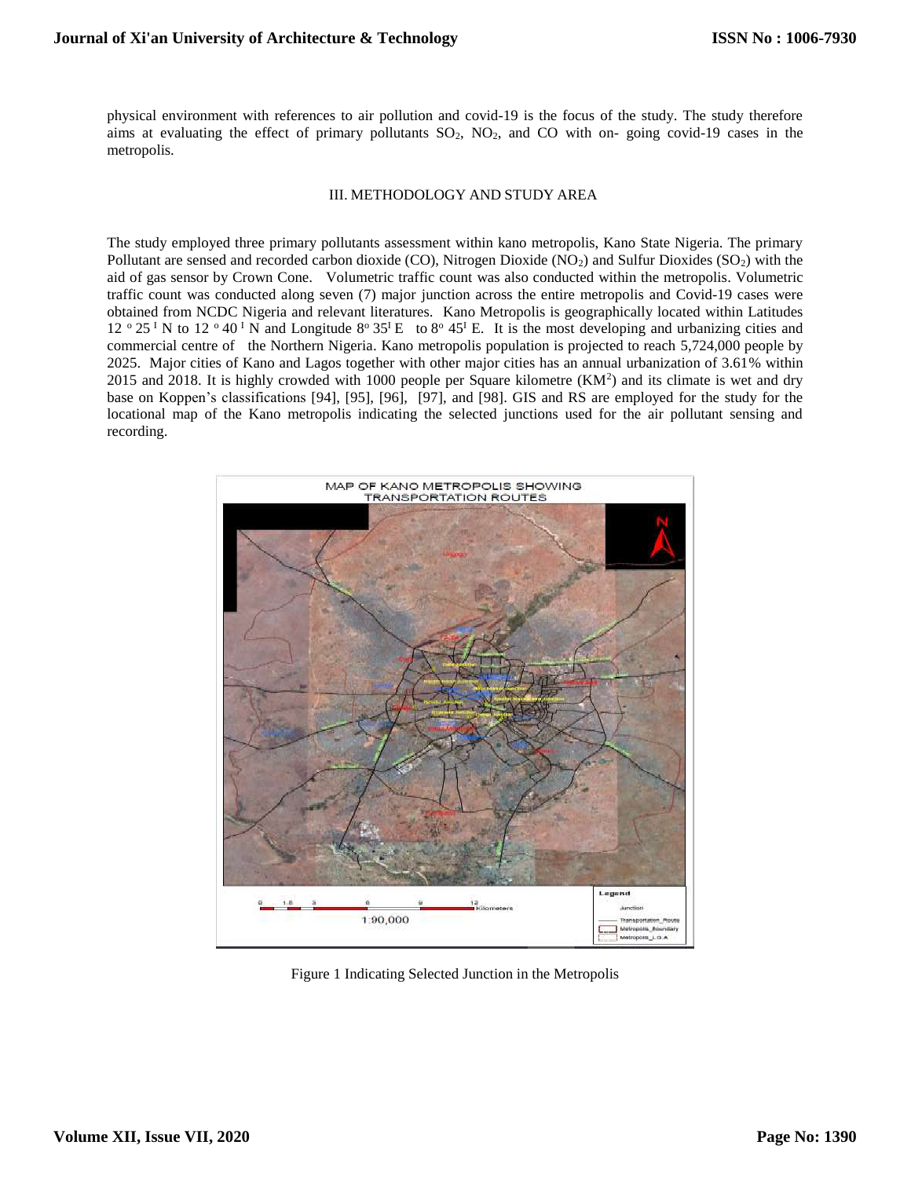physical environment with references to air pollution and covid-19 is the focus of the study. The study therefore aims at evaluating the effect of primary pollutants $SO_2$, $NO_2$, and CO with on- going covid-19 cases in the metropolis.

## III. METHODOLOGY AND STUDY AREA

The study employed three primary pollutants assessment within kano metropolis, Kano State Nigeria. The primary Pollutant are sensed and recorded carbon dioxide (CO), Nitrogen Dioxide ($NO_2$) and Sulfur Dioxides ($SO_2$) with the aid of gas sensor by Crown Cone. Volumetric traffic count was also conducted within the metropolis. Volumetric traffic count was conducted along seven (7) major junction across the entire metropolis and Covid-19 cases were obtained from NCDC Nigeria and relevant literatures. Kano Metropolis is geographically located within Latitudes 12 °25 ᴵ N to 12 °40 ᴵ N and Longitude 8° 35ᴵ E to 8° 45ᴵ E. It is the most developing and urbanizing cities and commercial centre of the Northern Nigeria. Kano metropolis population is projected to reach 5,724,000 people by 2025. Major cities of Kano and Lagos together with other major cities has an annual urbanization of 3.61% within 2015 and 2018. It is highly crowded with 1000 people per Square kilometre ($KM^2$) and its climate is wet and dry base on Koppen's classifications [94], [95], [96], [97], and [98]. GIS and RS are employed for the study for the locational map of the Kano metropolis indicating the selected junctions used for the air pollutant sensing and recording.

MAP OF KANO METROPOLIS SHOWING TRANSPORTATION ROUTES

Figure 1 Indicating Selected Junction in the Metropolis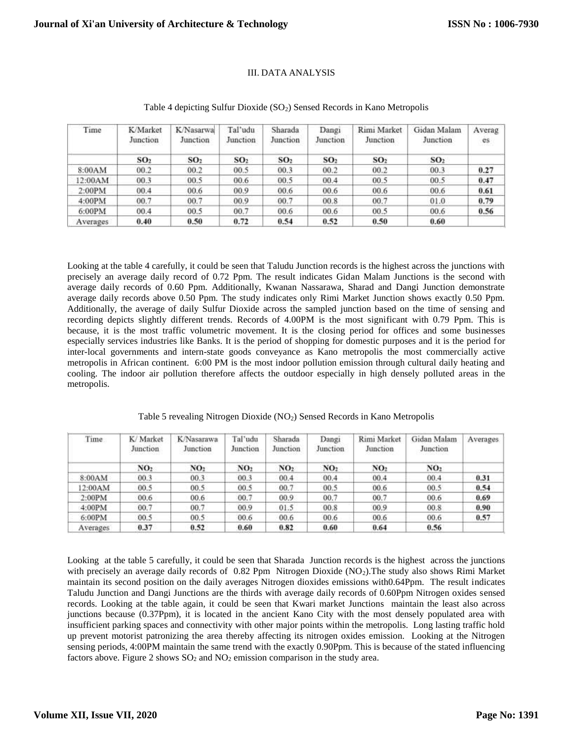## III. DATA ANALYSIS

Table 4 depicting Sulfur Dioxide ($SO_2$) Sensed Records in Kano Metropolis

| Time | K/Market Junction | K/Nasarwa Junction | Tal'udu Junction | Sharada Junction | Dangi Junction | Rimi Market Junction | Gidan Malam Junction | Averages |
|---|---|---|---|---|---|---|---|---|
| | $SO_2$ | $SO_2$ | $SO_2$ | $SO_2$ | $SO_2$ | $SO_2$ | $SO_2$ | |
| 8:00AM | 00.2 | 00.2 | 00.5 | 00.3 | 00.2 | 00.2 | 00.3 | **0.27** |
| 12:00AM | 00.3 | 00.5 | 00.6 | 00.5 | 00.4 | 00.5 | 00.5 | **0.47** |
| 2:00PM | 00.4 | 00.6 | 00.9 | 00.6 | 00.6 | 00.6 | 00.6 | **0.61** |
| 4:00PM | 00.7 | 00.7 | 00.9 | 00.7 | 00.8 | 00.7 | 01.0 | **0.79** |
| 6:00PM | 00.4 | 00.5 | 00.7 | 00.6 | 00.6 | 00.5 | 00.6 | **0.56** |
| Averages | **0.40** | **0.50** | **0.72** | **0.54** | **0.52** | **0.50** | **0.60** | |

Looking at the table 4 carefully, it could be seen that Taludu Junction records is the highest across the junctions with precisely an average daily record of 0.72 Ppm. The result indicates Gidan Malam Junctions is the second with average daily records of 0.60 Ppm. Additionally, Kwanan Nassarawa, Sharad and Dangi Junction demonstrate average daily records above 0.50 Ppm. The study indicates only Rimi Market Junction shows exactly 0.50 Ppm. Additionally, the average of daily Sulfur Dioxide across the sampled junction based on the time of sensing and recording depicts slightly different trends. Records of 4.00PM is the most significant with 0.79 Ppm. This is because, it is the most traffic volumetric movement. It is the closing period for offices and some businesses especially services industries like Banks. It is the period of shopping for domestic purposes and it is the period for inter-local governments and intern-state goods conveyance as Kano metropolis the most commercially active metropolis in African continent. 6:00 PM is the most indoor pollution emission through cultural daily heating and cooling. The indoor air pollution therefore affects the outdoor especially in high densely polluted areas in the metropolis.

Table 5 revealing Nitrogen Dioxide ($NO_2$) Sensed Records in Kano Metropolis

| Time | K/ Market Junction | K/Nasarawa Junction | Tal'udu Junction | Sharada Junction | Dangi Junction | Rimi Market Junction | Gidan Malam Junction | Averages |
|---|---|---|---|---|---|---|---|---|
| | $NO_2$ | $NO_2$ | $NO_2$ | $NO_2$ | $NO_2$ | $NO_2$ | $NO_2$ | |
| 8:00AM | 00.3 | 00.3 | 00.3 | 00.4 | 00.4 | 00.4 | 00.4 | **0.31** |
| 12:00AM | 00.5 | 00.5 | 00.5 | 00.7 | 00.5 | 00.6 | 00.5 | **0.54** |
| 2:00PM | 00.6 | 00.6 | 00.7 | 00.9 | 00.7 | 00.7 | 00.6 | **0.69** |
| 4:00PM | 00.7 | 00.7 | 00.9 | 01.5 | 00.8 | 00.9 | 00.8 | **0.90** |
| 6:00PM | 00.5 | 00.5 | 00.6 | 00.6 | 00.6 | 00.6 | 00.6 | **0.57** |
| Averages | **0.37** | **0.52** | **0.60** | **0.82** | **0.60** | **0.64** | **0.56** | |

Looking at the table 5 carefully, it could be seen that Sharada Junction records is the highest across the junctions with precisely an average daily records of 0.82 Ppm Nitrogen Dioxide ($NO_2$).The study also shows Rimi Market maintain its second position on the daily averages Nitrogen dioxides emissions with0.64Ppm. The result indicates Taludu Junction and Dangi Junctions are the thirds with average daily records of 0.60Ppm Nitrogen oxides sensed records. Looking at the table again, it could be seen that Kwari market Junctions maintain the least also across junctions because (0.37Ppm), it is located in the ancient Kano City with the most densely populated area with insufficient parking spaces and connectivity with other major points within the metropolis. Long lasting traffic hold up prevent motorist patronizing the area thereby affecting its nitrogen oxides emission. Looking at the Nitrogen sensing periods, 4:00PM maintain the same trend with the exactly 0.90Ppm. This is because of the stated influencing factors above. Figure 2 shows $SO_2$ and $NO_2$ emission comparison in the study area.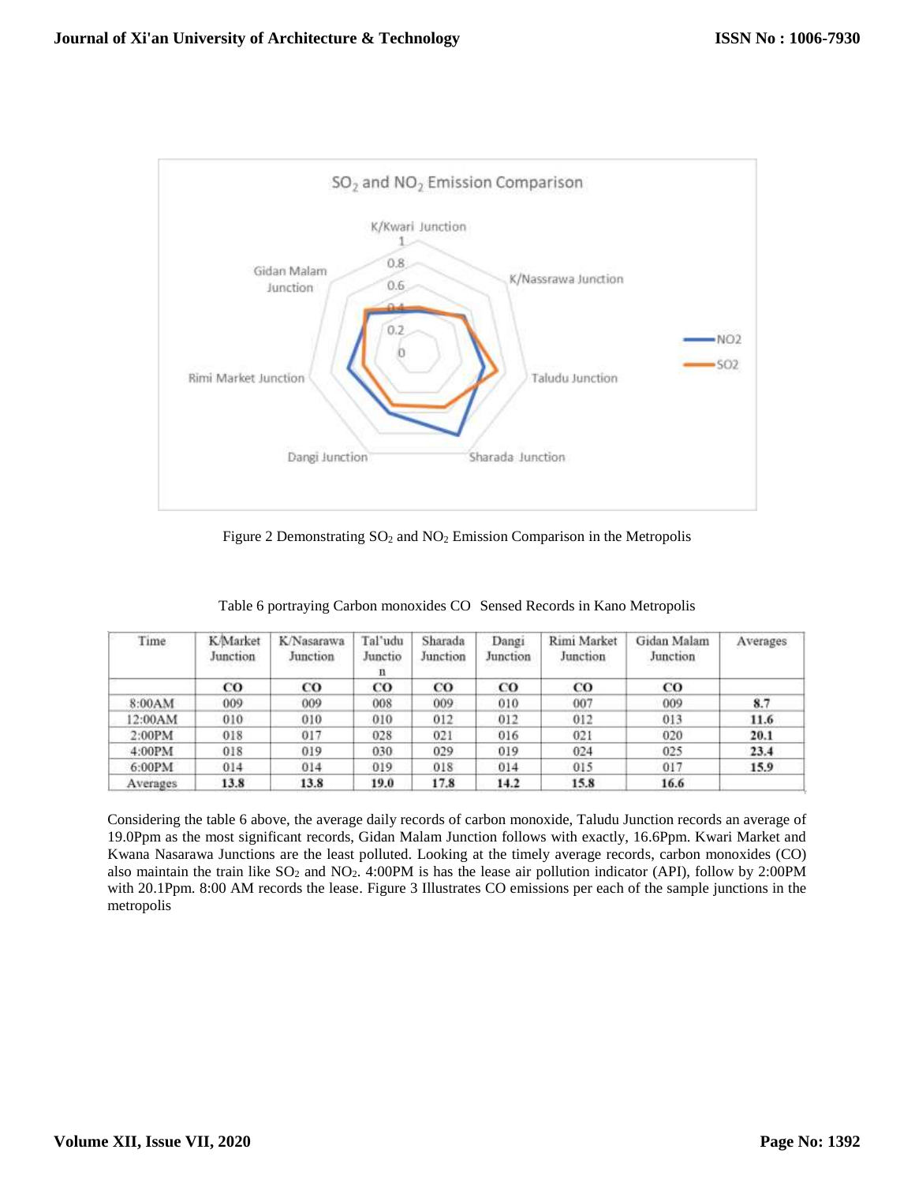Figure 2 Demonstrating $SO_2$ and $NO_2$ Emission Comparison in the Metropolis

Table 6 portraying Carbon monoxides CO Sensed Records in Kano Metropolis

| Time | K/Market Junction | K/Nasarawa Junction | Tal'udu Junction | Sharada Junction | Dangi Junction | Rimi Market Junction | Gidan Malam Junction | Averages |
|---|---|---|---|---|---|---|---|---|
| | CO | CO | CO | CO | CO | CO | CO | |
| 8:00AM | 009 | 009 | 008 | 009 | 010 | 007 | 009 | **8.7** |
| 12:00AM | 010 | 010 | 010 | 012 | 012 | 012 | 013 | **11.6** |
| 2:00PM | 018 | 017 | 028 | 021 | 016 | 021 | 020 | **20.1** |
| 4:00PM | 018 | 019 | 030 | 029 | 019 | 024 | 025 | **23.4** |
| 6:00PM | 014 | 014 | 019 | 018 | 014 | 015 | 017 | **15.9** |
| Averages | **13.8** | **13.8** | **19.0** | **17.8** | **14.2** | **15.8** | **16.6** | |

Considering the table 6 above, the average daily records of carbon monoxide, Taludu Junction records an average of 19.0Ppm as the most significant records, Gidan Malam Junction follows with exactly, 16.6Ppm. Kwari Market and Kwana Nasarawa Junctions are the least polluted. Looking at the timely average records, carbon monoxides (CO) also maintain the train like $SO_2$ and $NO_2$. 4:00PM is has the lease air pollution indicator (API), follow by 2:00PM with 20.1Ppm. 8:00 AM records the lease. Figure 3 Illustrates CO emissions per each of the sample junctions in the metropolis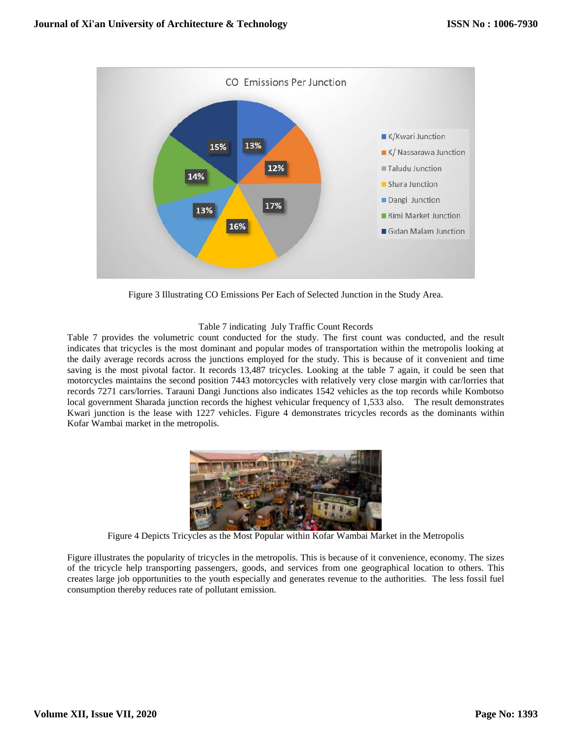Figure 3 Illustrating CO Emissions Per Each of Selected Junction in the Study Area.

Table 7 indicating July Traffic Count Records

Table 7 provides the volumetric count conducted for the study. The first count was conducted, and the result indicates that tricycles is the most dominant and popular modes of transportation within the metropolis looking at the daily average records across the junctions employed for the study. This is because of it convenient and time saving is the most pivotal factor. It records 13,487 tricycles. Looking at the table 7 again, it could be seen that motorcycles maintains the second position 7443 motorcycles with relatively very close margin with car/lorries that records 7271 cars/lorries. Tarauni Dangi Junctions also indicates 1542 vehicles as the top records while Kombotso local government Sharada junction records the highest vehicular frequency of 1,533 also. The result demonstrates Kwari junction is the lease with 1227 vehicles. Figure 4 demonstrates tricycles records as the dominants within Kofar Wambai market in the metropolis.

Figure 4 Depicts Tricycles as the Most Popular within Kofar Wambai Market in the Metropolis

Figure illustrates the popularity of tricycles in the metropolis. This is because of it convenience, economy. The sizes of the tricycle help transporting passengers, goods, and services from one geographical location to others. This creates large job opportunities to the youth especially and generates revenue to the authorities. The less fossil fuel consumption thereby reduces rate of pollutant emission.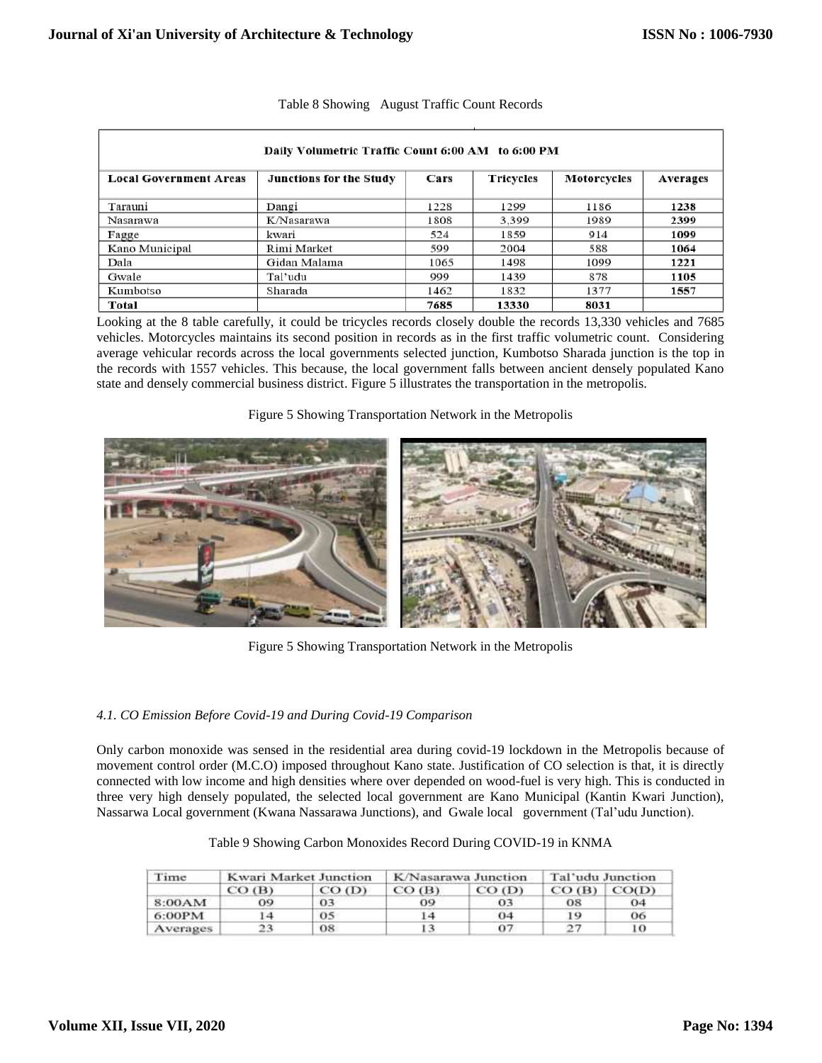Table 8 Showing August Traffic Count Records

| Daily Volumetric Traffic Count 6:00 AM to 6:00 PM | | | | | |
|---|---|---|---|---|---|
| **Local Government Areas** | **Junctions for the Study** | **Cars** | **Tricycles** | **Motorcycles** | **Averages** |
| Tarauni | Dangi | 1228 | 1299 | 1186 | **1238** |
| Nasarawa | K/Nasarawa | 1808 | 3,399 | 1989 | **2399** |
| Fagge | kwari | 524 | 1859 | 914 | **1099** |
| Kano Municipal | Rimi Market | 599 | 2004 | 588 | **1064** |
| Dala | Gidan Malama | 1065 | 1498 | 1099 | **1221** |
| Gwale | Tal'udu | 999 | 1439 | 878 | **1105** |
| Kumbotso | Sharada | 1462 | 1832 | 1377 | **1557** |
| **Total** | | **7685** | **13330** | **8031** | |

Looking at the 8 table carefully, it could be tricycles records closely double the records 13,330 vehicles and 7685 vehicles. Motorcycles maintains its second position in records as in the first traffic volumetric count. Considering average vehicular records across the local governments selected junction, Kumbotso Sharada junction is the top in the records with 1557 vehicles. This because, the local government falls between ancient densely populated Kano state and densely commercial business district. Figure 5 illustrates the transportation in the metropolis.

Figure 5 Showing Transportation Network in the Metropolis

Figure 5 Showing Transportation Network in the Metropolis

*4.1. CO Emission Before Covid-19 and During Covid-19 Comparison*

Only carbon monoxide was sensed in the residential area during covid-19 lockdown in the Metropolis because of movement control order (M.C.O) imposed throughout Kano state. Justification of CO selection is that, it is directly connected with low income and high densities where over depended on wood-fuel is very high. This is conducted in three very high densely populated, the selected local government are Kano Municipal (Kantin Kwari Junction), Nassarwa Local government (Kwana Nassarawa Junctions), and Gwale local government (Tal'udu Junction).

Table 9 Showing Carbon Monoxides Record During COVID-19 in KNMA

| Time | Kwari Market Junction | | K/Nasarawa Junction | | Tal'udu Junction | |
|---|---|---|---|---|---|---|
| | CO (B) | CO (D) | CO (B) | CO (D) | CO (B) | CO(D) |
| 8:00AM | 09 | 03 | 09 | 03 | 08 | 04 |
| 6:00PM | 14 | 05 | 14 | 04 | 19 | 06 |
| Averages | 23 | 08 | 13 | 07 | 27 | 10 |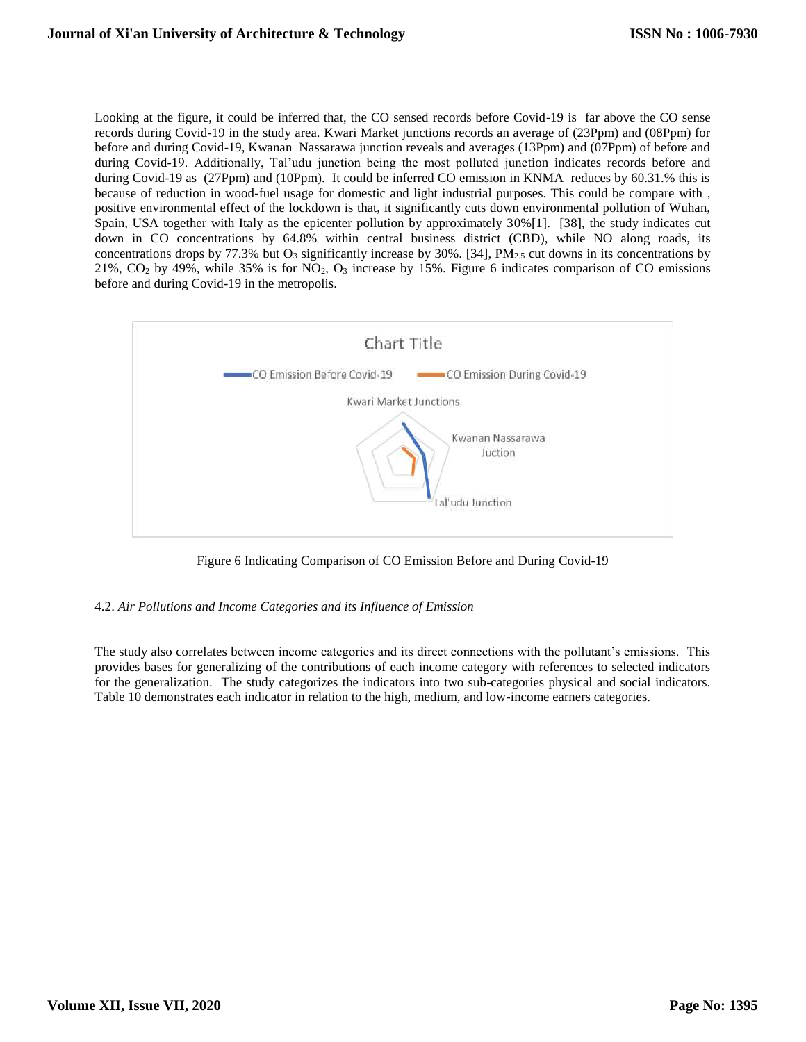Looking at the figure, it could be inferred that, the CO sensed records before Covid-19 is far above the CO sense records during Covid-19 in the study area. Kwari Market junctions records an average of (23Ppm) and (08Ppm) for before and during Covid-19, Kwanan Nassarawa junction reveals and averages (13Ppm) and (07Ppm) of before and during Covid-19. Additionally, Tal'udu junction being the most polluted junction indicates records before and during Covid-19 as (27Ppm) and (10Ppm). It could be inferred CO emission in KNMA reduces by 60.31.% this is because of reduction in wood-fuel usage for domestic and light industrial purposes. This could be compare with , positive environmental effect of the lockdown is that, it significantly cuts down environmental pollution of Wuhan, Spain, USA together with Italy as the epicenter pollution by approximately 30%[1]. [38], the study indicates cut down in CO concentrations by 64.8% within central business district (CBD), while NO along roads, its concentrations drops by 77.3% but $O_3$ significantly increase by 30%. [34], $PM_{2.5}$ cut downs in its concentrations by 21%, $CO_2$ by 49%, while 35% is for $NO_2$, $O_3$ increase by 15%. Figure 6 indicates comparison of CO emissions before and during Covid-19 in the metropolis.

Chart Title

CO Emission Before Covid-19 | CO Emission During Covid-19

Kwari Market Junctions | Kwanan Nassarawa Juction | Tal'udu Junction

Figure 6 Indicating Comparison of CO Emission Before and During Covid-19

## 4.2. *Air Pollutions and Income Categories and its Influence of Emission*

The study also correlates between income categories and its direct connections with the pollutant's emissions. This provides bases for generalizing of the contributions of each income category with references to selected indicators for the generalization. The study categorizes the indicators into two sub-categories physical and social indicators. Table 10 demonstrates each indicator in relation to the high, medium, and low-income earners categories.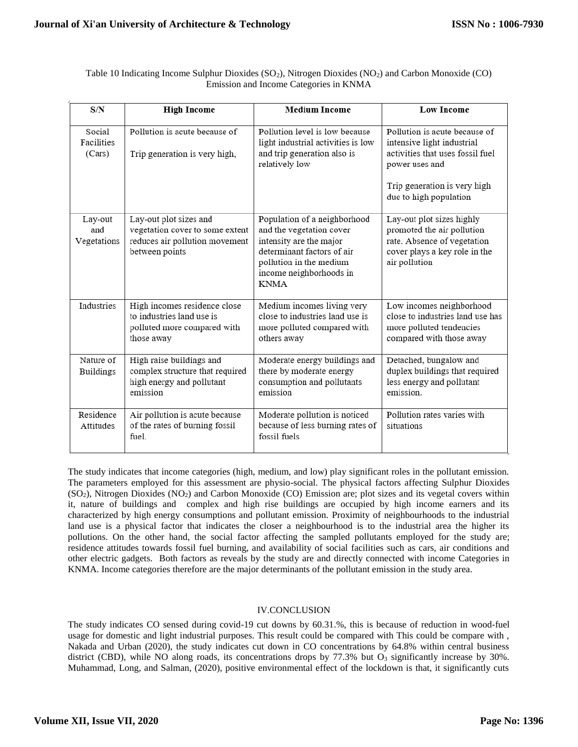Table 10 Indicating Income Sulphur Dioxides ($SO_2$), Nitrogen Dioxides ($NO_2$) and Carbon Monoxide (CO) Emission and Income Categories in KNMA

| S/N | High Income | Medium Income | Low Income |
|---|---|---|---|
| Social Facilities (Cars) | Pollution is acute because of<br><br>Trip generation is very high, | Pollution level is low because light industrial activities is low and trip generation also is relatively low | Pollution is acute because of intensive light industrial activities that uses fossil fuel power uses and<br><br>Trip generation is very high due to high population |
| Lay-out and Vegetations | Lay-out plot sizes and vegetation cover to some extent reduces air pollution movement between points | Population of a neighborhood and the vegetation cover intensity are the major determinant factors of air pollution in the medium income neighborhoods in KNMA | Lay-out plot sizes highly promoted the air pollution rate. Absence of vegetation cover plays a key role in the air pollution |
| Industries | High incomes residence close to industries land use is polluted more compared with those away | Medium incomes living very close to industries land use is more polluted compared with others away | Low incomes neighborhood close to industries land use has more polluted tendencies compared with those away |
| Nature of Buildings | High raise buildings and complex structure that required high energy and pollutant emission | Moderate energy buildings and there by moderate energy consumption and pollutants emission | Detached, bungalow and duplex buildings that required less energy and pollutant emission. |
| Residence Attitudes | Air pollution is acute because of the rates of burning fossil fuel. | Moderate pollution is noticed because of less burning rates of fossil fuels | Pollution rates varies with situations |

The study indicates that income categories (high, medium, and low) play significant roles in the pollutant emission. The parameters employed for this assessment are physio-social. The physical factors affecting Sulphur Dioxides ($SO_2$), Nitrogen Dioxides ($NO_2$) and Carbon Monoxide (CO) Emission are; plot sizes and its vegetal covers within it, nature of buildings and complex and high rise buildings are occupied by high income earners and its characterized by high energy consumptions and pollutant emission. Proximity of neighbourhoods to the industrial land use is a physical factor that indicates the closer a neighbourhood is to the industrial area the higher its pollutions. On the other hand, the social factor affecting the sampled pollutants employed for the study are; residence attitudes towards fossil fuel burning, and availability of social facilities such as cars, air conditions and other electric gadgets. Both factors as reveals by the study are and directly connected with income Categories in KNMA. Income categories therefore are the major determinants of the pollutant emission in the study area.

## IV.CONCLUSION

The study indicates CO sensed during covid-19 cut downs by 60.31.%, this is because of reduction in wood-fuel usage for domestic and light industrial purposes. This result could be compared with This could be compare with , Nakada and Urban (2020), the study indicates cut down in CO concentrations by 64.8% within central business district (CBD), while NO along roads, its concentrations drops by 77.3% but $O_3$ significantly increase by 30%. Muhammad, Long, and Salman, (2020), positive environmental effect of the lockdown is that, it significantly cuts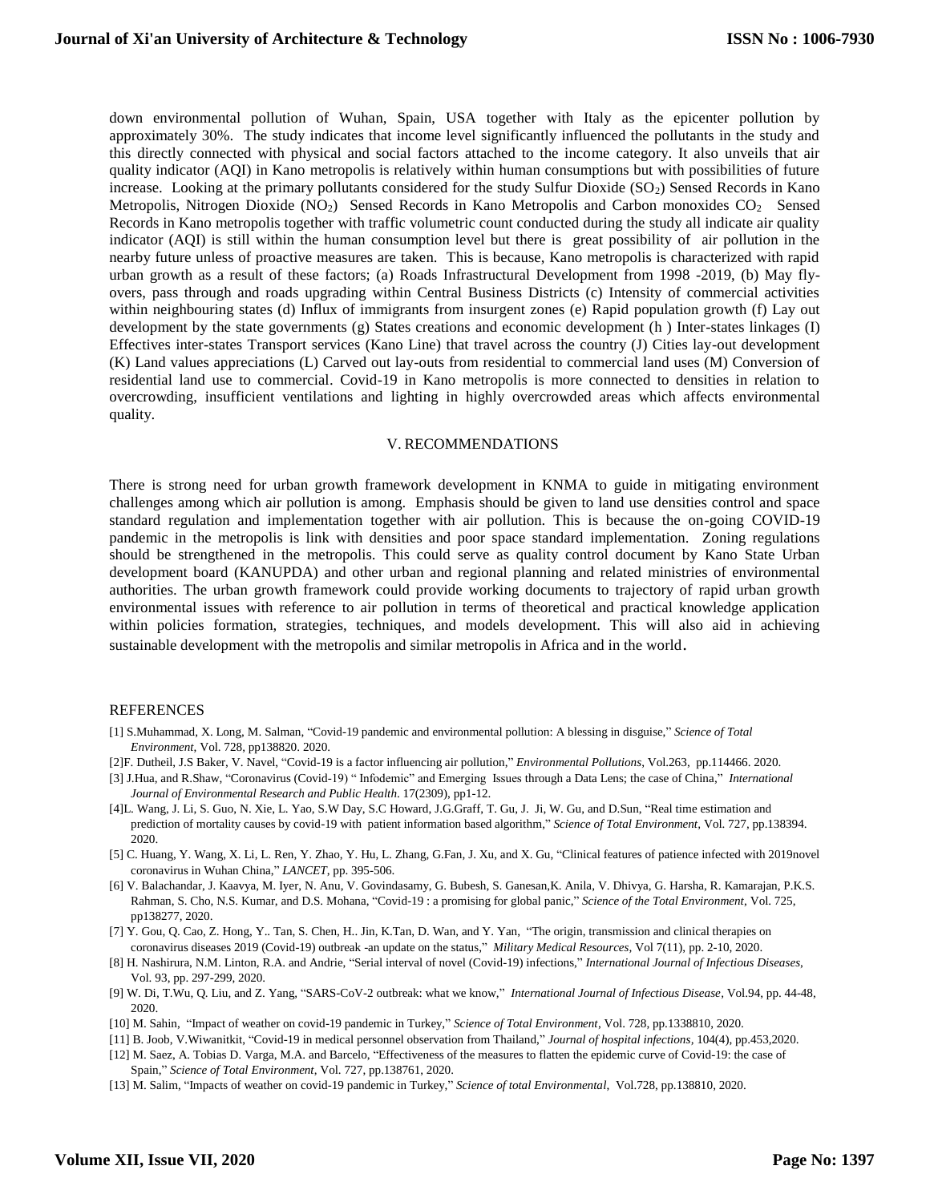down environmental pollution of Wuhan, Spain, USA together with Italy as the epicenter pollution by approximately 30%. The study indicates that income level significantly influenced the pollutants in the study and this directly connected with physical and social factors attached to the income category. It also unveils that air quality indicator (AQI) in Kano metropolis is relatively within human consumptions but with possibilities of future increase. Looking at the primary pollutants considered for the study Sulfur Dioxide ($SO_2$) Sensed Records in Kano Metropolis, Nitrogen Dioxide ($NO_2$) Sensed Records in Kano Metropolis and Carbon monoxides $CO_2$ Sensed Records in Kano metropolis together with traffic volumetric count conducted during the study all indicate air quality indicator (AQI) is still within the human consumption level but there is great possibility of air pollution in the nearby future unless of proactive measures are taken. This is because, Kano metropolis is characterized with rapid urban growth as a result of these factors; (a) Roads Infrastructural Development from 1998 -2019, (b) May fly-overs, pass through and roads upgrading within Central Business Districts (c) Intensity of commercial activities within neighbouring states (d) Influx of immigrants from insurgent zones (e) Rapid population growth (f) Lay out development by the state governments (g) States creations and economic development (h ) Inter-states linkages (I) Effectives inter-states Transport services (Kano Line) that travel across the country (J) Cities lay-out development (K) Land values appreciations (L) Carved out lay-outs from residential to commercial land uses (M) Conversion of residential land use to commercial. Covid-19 in Kano metropolis is more connected to densities in relation to overcrowding, insufficient ventilations and lighting in highly overcrowded areas which affects environmental quality.

## V. RECOMMENDATIONS

There is strong need for urban growth framework development in KNMA to guide in mitigating environment challenges among which air pollution is among. Emphasis should be given to land use densities control and space standard regulation and implementation together with air pollution. This is because the on-going COVID-19 pandemic in the metropolis is link with densities and poor space standard implementation. Zoning regulations should be strengthened in the metropolis. This could serve as quality control document by Kano State Urban development board (KANUPDA) and other urban and regional planning and related ministries of environmental authorities. The urban growth framework could provide working documents to trajectory of rapid urban growth environmental issues with reference to air pollution in terms of theoretical and practical knowledge application within policies formation, strategies, techniques, and models development. This will also aid in achieving sustainable development with the metropolis and similar metropolis in Africa and in the world.

## REFERENCES

[1] S.Muhammad, X. Long, M. Salman, "Covid-19 pandemic and environmental pollution: A blessing in disguise," *Science of Total Environment*, Vol. 728, pp138820. 2020.

[2]F. Dutheil, J.S Baker, V. Navel, "Covid-19 is a factor influencing air pollution," *Environmental Pollutions*, Vol.263, pp.114466. 2020.

[3] J.Hua, and R.Shaw, "Coronavirus (Covid-19) " Infodemic" and Emerging Issues through a Data Lens; the case of China," *International Journal of Environmental Research and Public Health*. 17(2309), pp1-12.

[4]L. Wang, J. Li, S. Guo, N. Xie, L. Yao, S.W Day, S.C Howard, J.G.Graff, T. Gu, J. Ji, W. Gu, and D.Sun, "Real time estimation and prediction of mortality causes by covid-19 with patient information based algorithm," *Science of Total Environment*, Vol. 727, pp.138394. 2020.

[5] C. Huang, Y. Wang, X. Li, L. Ren, Y. Zhao, Y. Hu, L. Zhang, G.Fan, J. Xu, and X. Gu, "Clinical features of patience infected with 2019novel coronavirus in Wuhan China," *LANCET*, pp. 395-506.

[6] V. Balachandar, J. Kaavya, M. Iyer, N. Anu, V. Govindasamy, G. Bubesh, S. Ganesan,K. Anila, V. Dhivya, G. Harsha, R. Kamarajan, P.K.S. Rahman, S. Cho, N.S. Kumar, and D.S. Mohana, "Covid-19 : a promising for global panic," *Science of the Total Environment*, Vol. 725, pp138277, 2020.

[7] Y. Gou, Q. Cao, Z. Hong, Y.. Tan, S. Chen, H.. Jin, K.Tan, D. Wan, and Y. Yan, "The origin, transmission and clinical therapies on coronavirus diseases 2019 (Covid-19) outbreak -an update on the status," *Military Medical Resources*, Vol 7(11), pp. 2-10, 2020.

[8] H. Nashirura, N.M. Linton, R.A. and Andrie, "Serial interval of novel (Covid-19) infections," *International Journal of Infectious Diseases*, Vol. 93, pp. 297-299, 2020.

[9] W. Di, T.Wu, Q. Liu, and Z. Yang, "SARS-CoV-2 outbreak: what we know," *International Journal of Infectious Disease*, Vol.94, pp. 44-48, 2020.

[10] M. Sahin, "Impact of weather on covid-19 pandemic in Turkey," *Science of Total Environment*, Vol. 728, pp.1338810, 2020.

[11] B. Joob, V.Wiwanitkit, "Covid-19 in medical personnel observation from Thailand," *Journal of hospital infections*, 104(4), pp.453,2020.

[12] M. Saez, A. Tobias D. Varga, M.A. and Barcelo, "Effectiveness of the measures to flatten the epidemic curve of Covid-19: the case of Spain," *Science of Total Environment*, Vol. 727, pp.138761, 2020.

[13] M. Salim, "Impacts of weather on covid-19 pandemic in Turkey," *Science of total Environmental*, Vol.728, pp.138810, 2020.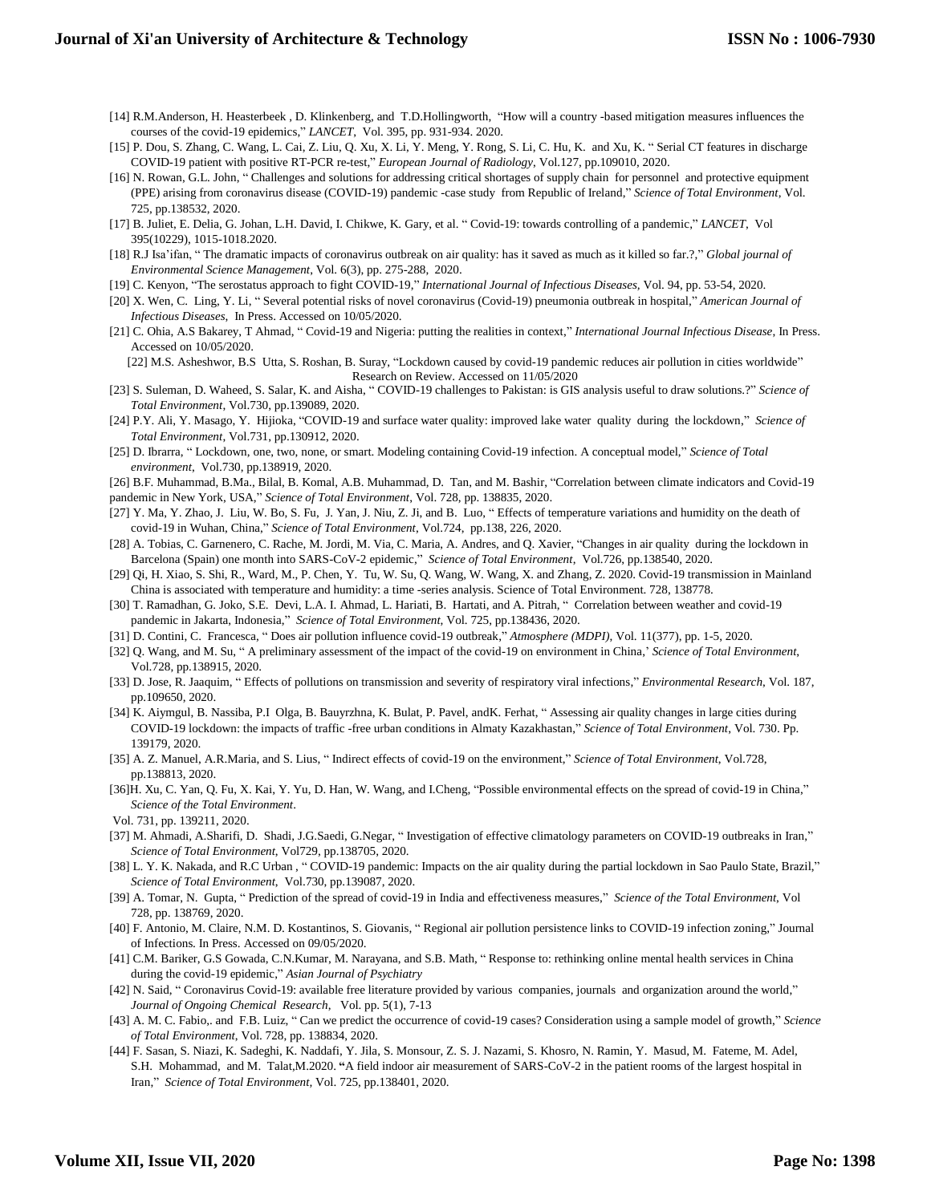[14] R.M.Anderson, H. Heasterbeek , D. Klinkenberg, and T.D.Hollingworth, "How will a country -based mitigation measures influences the courses of the covid-19 epidemics," *LANCET*, Vol. 395, pp. 931-934. 2020.

[15] P. Dou, S. Zhang, C. Wang, L. Cai, Z. Liu, Q. Xu, X. Li, Y. Meng, Y. Rong, S. Li, C. Hu, K. and Xu, K. " Serial CT features in discharge COVID-19 patient with positive RT-PCR re-test," *European Journal of Radiology*, Vol.127, pp.109010, 2020.

[16] N. Rowan, G.L. John, " Challenges and solutions for addressing critical shortages of supply chain for personnel and protective equipment (PPE) arising from coronavirus disease (COVID-19) pandemic -case study from Republic of Ireland," *Science of Total Environment*, Vol. 725, pp.138532, 2020.

[17] B. Juliet, E. Delia, G. Johan, L.H. David, I. Chikwe, K. Gary, et al. " Covid-19: towards controlling of a pandemic," *LANCET*, Vol 395(10229), 1015-1018.2020.

[18] R.J Isa'ifan, " The dramatic impacts of coronavirus outbreak on air quality: has it saved as much as it killed so far.?," *Global journal of Environmental Science Management*, Vol. 6(3), pp. 275-288, 2020.

[19] C. Kenyon, "The serostatus approach to fight COVID-19," *International Journal of Infectious Diseases*, Vol. 94, pp. 53-54, 2020.

[20] X. Wen, C. Ling, Y. Li, " Several potential risks of novel coronavirus (Covid-19) pneumonia outbreak in hospital," *American Journal of Infectious Diseases*, In Press. Accessed on 10/05/2020.

[21] C. Ohia, A.S Bakarey, T Ahmad, " Covid-19 and Nigeria: putting the realities in context," *International Journal Infectious Disease*, In Press. Accessed on 10/05/2020.

[22] M.S. Asheshwor, B.S Utta, S. Roshan, B. Suray, "Lockdown caused by covid-19 pandemic reduces air pollution in cities worldwide" Research on Review. Accessed on 11/05/2020

[23] S. Suleman, D. Waheed, S. Salar, K. and Aisha, " COVID-19 challenges to Pakistan: is GIS analysis useful to draw solutions.?" *Science of Total Environment*, Vol.730, pp.139089, 2020.

[24] P.Y. Ali, Y. Masago, Y. Hijioka, "COVID-19 and surface water quality: improved lake water quality during the lockdown," *Science of Total Environment*, Vol.731, pp.130912, 2020.

[25] D. Ibrarra, " Lockdown, one, two, none, or smart. Modeling containing Covid-19 infection. A conceptual model," *Science of Total environment*, Vol.730, pp.138919, 2020.

[26] B.F. Muhammad, B.Ma., Bilal, B. Komal, A.B. Muhammad, D. Tan, and M. Bashir, "Correlation between climate indicators and Covid-19 pandemic in New York, USA," *Science of Total Environment*, Vol. 728, pp. 138835, 2020.

[27] Y. Ma, Y. Zhao, J. Liu, W. Bo, S. Fu, J. Yan, J. Niu, Z. Ji, and B. Luo, " Effects of temperature variations and humidity on the death of covid-19 in Wuhan, China," *Science of Total Environment*, Vol.724, pp.138, 226, 2020.

[28] A. Tobias, C. Garnenero, C. Rache, M. Jordi, M. Via, C. Maria, A. Andres, and Q. Xavier, "Changes in air quality during the lockdown in Barcelona (Spain) one month into SARS-CoV-2 epidemic," *Science of Total Environment*, Vol.726, pp.138540, 2020.

[29] Qi, H. Xiao, S. Shi, R., Ward, M., P. Chen, Y. Tu, W. Su, Q. Wang, W. Wang, X. and Zhang, Z. 2020. Covid-19 transmission in Mainland China is associated with temperature and humidity: a time -series analysis. Science of Total Environment. 728, 138778.

[30] T. Ramadhan, G. Joko, S.E. Devi, L.A. I. Ahmad, L. Hariati, B. Hartati, and A. Pitrah, " Correlation between weather and covid-19 pandemic in Jakarta, Indonesia," *Science of Total Environment*, Vol. 725, pp.138436, 2020.

[31] D. Contini, C. Francesca, " Does air pollution influence covid-19 outbreak," *Atmosphere (MDPI)*, Vol. 11(377), pp. 1-5, 2020.

[32] Q. Wang, and M. Su, " A preliminary assessment of the impact of the covid-19 on environment in China,' *Science of Total Environment*, Vol.728, pp.138915, 2020.

[33] D. Jose, R. Jaaquim, " Effects of pollutions on transmission and severity of respiratory viral infections," *Environmental Research*, Vol. 187, pp.109650, 2020.

[34] K. Aiymgul, B. Nassiba, P.I Olga, B. Bauyrzhna, K. Bulat, P. Pavel, andK. Ferhat, " Assessing air quality changes in large cities during COVID-19 lockdown: the impacts of traffic -free urban conditions in Almaty Kazakhastan," *Science of Total Environment*, Vol. 730. Pp. 139179, 2020.

[35] A. Z. Manuel, A.R.Maria, and S. Lius, " Indirect effects of covid-19 on the environment," *Science of Total Environment*, Vol.728, pp.138813, 2020.

[36]H. Xu, C. Yan, Q. Fu, X. Kai, Y. Yu, D. Han, W. Wang, and I.Cheng, "Possible environmental effects on the spread of covid-19 in China," *Science of the Total Environment*. Vol. 731, pp. 139211, 2020.

[37] M. Ahmadi, A.Sharifi, D. Shadi, J.G.Saedi, G.Negar, " Investigation of effective climatology parameters on COVID-19 outbreaks in Iran," *Science of Total Environment*, Vol729, pp.138705, 2020.

[38] L. Y. K. Nakada, and R.C Urban , " COVID-19 pandemic: Impacts on the air quality during the partial lockdown in Sao Paulo State, Brazil," *Science of Total Environment*, Vol.730, pp.139087, 2020.

[39] A. Tomar, N. Gupta, " Prediction of the spread of covid-19 in India and effectiveness measures," *Science of the Total Environment*, Vol 728, pp. 138769, 2020.

[40] F. Antonio, M. Claire, N.M. D. Kostantinos, S. Giovanis, " Regional air pollution persistence links to COVID-19 infection zoning," Journal of Infections. In Press. Accessed on 09/05/2020.

[41] C.M. Bariker, G.S Gowada, C.N.Kumar, M. Narayana, and S.B. Math, " Response to: rethinking online mental health services in China during the covid-19 epidemic," *Asian Journal of Psychiatry*

[42] N. Said, " Coronavirus Covid-19: available free literature provided by various companies, journals and organization around the world," *Journal of Ongoing Chemical Research*, Vol. pp. 5(1), 7-13

[43] A. M. C. Fabio,. and F.B. Luiz, " Can we predict the occurrence of covid-19 cases? Consideration using a sample model of growth," *Science of Total Environment*, Vol. 728, pp. 138834, 2020.

[44] F. Sasan, S. Niazi, K. Sadeghi, K. Naddafi, Y. Jila, S. Monsour, Z. S. J. Nazami, S. Khosro, N. Ramin, Y. Masud, M. Fateme, M. Adel, S.H. Mohammad, and M. Talat,M.2020. **"**A field indoor air measurement of SARS-CoV-2 in the patient rooms of the largest hospital in Iran," *Science of Total Environment*, Vol. 725, pp.138401, 2020.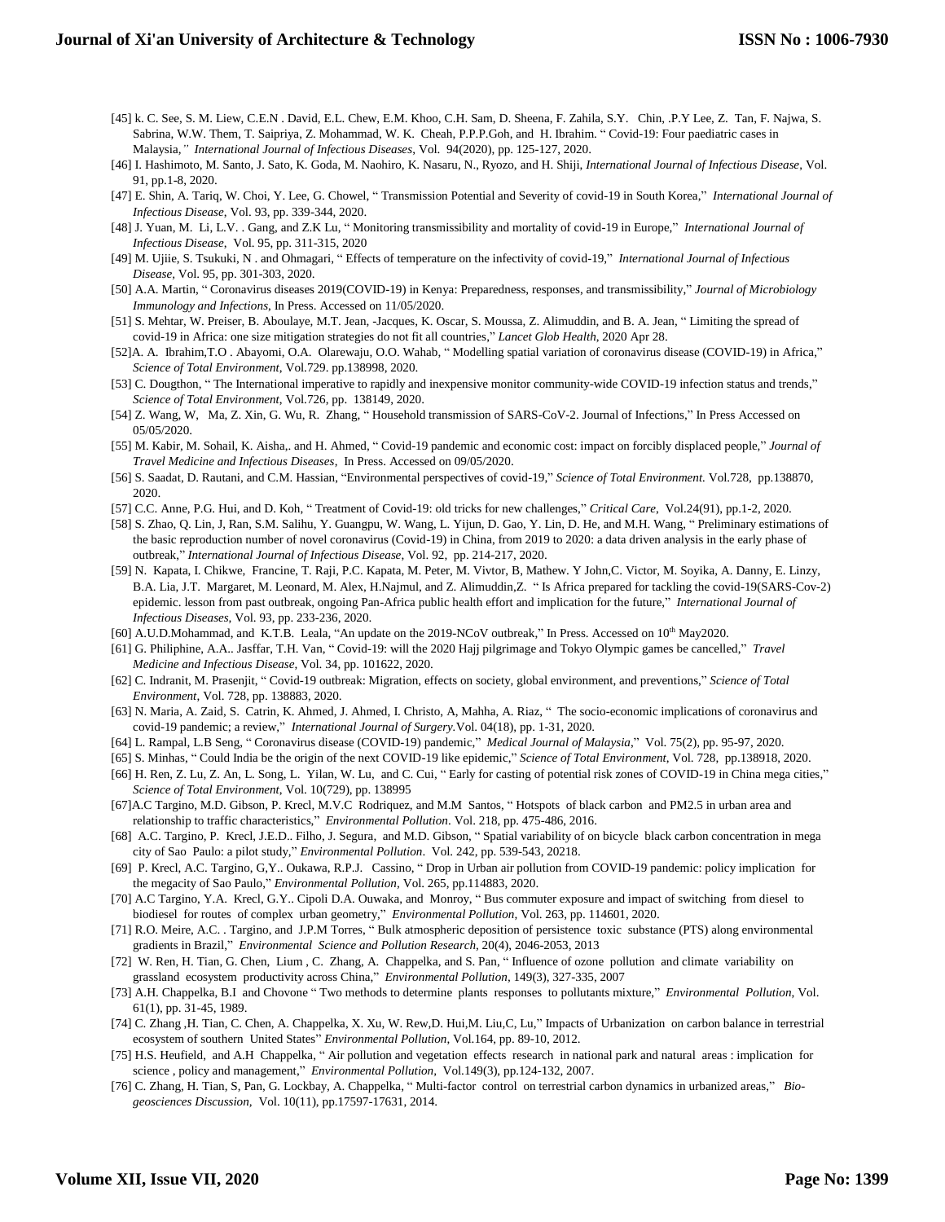[45] k. C. See, S. M. Liew, C.E.N . David, E.L. Chew, E.M. Khoo, C.H. Sam, D. Sheena, F. Zahila, S.Y. Chin, .P.Y Lee, Z. Tan, F. Najwa, S. Sabrina, W.W. Them, T. Saipriya, Z. Mohammad, W. K. Cheah, P.P.P.Goh, and H. Ibrahim. " Covid-19: Four paediatric cases in Malaysia*," International Journal of Infectious Diseases*, Vol. 94(2020), pp. 125-127, 2020.

[46] I. Hashimoto, M. Santo, J. Sato, K. Goda, M. Naohiro, K. Nasaru, N., Ryozo, and H. Shiji, *International Journal of Infectious Disease*, Vol. 91, pp.1-8, 2020.

[47] E. Shin, A. Tariq, W. Choi, Y. Lee, G. Chowel, " Transmission Potential and Severity of covid-19 in South Korea," *International Journal of Infectious Disease*, Vol. 93, pp. 339-344, 2020.

[48] J. Yuan, M. Li, L.V. . Gang, and Z.K Lu, " Monitoring transmissibility and mortality of covid-19 in Europe," *International Journal of Infectious Disease*, Vol. 95, pp. 311-315, 2020

[49] M. Ujiie, S. Tsukuki, N . and Ohmagari, " Effects of temperature on the infectivity of covid-19," *International Journal of Infectious Disease*, Vol. 95, pp. 301-303, 2020.

[50] A.A. Martin, " Coronavirus diseases 2019(COVID-19) in Kenya: Preparedness, responses, and transmissibility," *Journal of Microbiology Immunology and Infections*, In Press. Accessed on 11/05/2020.

[51] S. Mehtar, W. Preiser, B. Aboulaye, M.T. Jean, -Jacques, K. Oscar, S. Moussa, Z. Alimuddin, and B. A. Jean, " Limiting the spread of covid-19 in Africa: one size mitigation strategies do not fit all countries," *Lancet Glob Health*, 2020 Apr 28.

[52]A. A. Ibrahim,T.O . Abayomi, O.A. Olarewaju, O.O. Wahab, " Modelling spatial variation of coronavirus disease (COVID-19) in Africa," *Science of Total Environment*, Vol.729. pp.138998, 2020.

[53] C. Dougthon, " The International imperative to rapidly and inexpensive monitor community-wide COVID-19 infection status and trends," *Science of Total Environment*, Vol.726, pp. 138149, 2020.

[54] Z. Wang, W, Ma, Z. Xin, G. Wu, R. Zhang, " Household transmission of SARS-CoV-2. Journal of Infections," In Press Accessed on 05/05/2020.

[55] M. Kabir, M. Sohail, K. Aisha,. and H. Ahmed, " Covid-19 pandemic and economic cost: impact on forcibly displaced people," *Journal of Travel Medicine and Infectious Diseases*, In Press. Accessed on 09/05/2020.

[56] S. Saadat, D. Rautani, and C.M. Hassian, "Environmental perspectives of covid-19," *Science of Total Environment*. Vol.728, pp.138870, 2020.

[57] C.C. Anne, P.G. Hui, and D. Koh, " Treatment of Covid-19: old tricks for new challenges," *Critical Care*, Vol.24(91), pp.1-2, 2020.

[58] S. Zhao, Q. Lin, J, Ran, S.M. Salihu, Y. Guangpu, W. Wang, L. Yijun, D. Gao, Y. Lin, D. He, and M.H. Wang, " Preliminary estimations of the basic reproduction number of novel coronavirus (Covid-19) in China, from 2019 to 2020: a data driven analysis in the early phase of outbreak," *International Journal of Infectious Disease*, Vol. 92, pp. 214-217, 2020.

[59] N. Kapata, I. Chikwe, Francine, T. Raji, P.C. Kapata, M. Peter, M. Vivtor, B, Mathew. Y John,C. Victor, M. Soyika, A. Danny, E. Linzy, B.A. Lia, J.T. Margaret, M. Leonard, M. Alex, H.Najmul, and Z. Alimuddin,Z. " Is Africa prepared for tackling the covid-19(SARS-Cov-2) epidemic. lesson from past outbreak, ongoing Pan-Africa public health effort and implication for the future," *International Journal of Infectious Diseases*, Vol. 93, pp. 233-236, 2020.

[60] A.U.D.Mohammad, and K.T.B. Leala, "An update on the 2019-NCoV outbreak," In Press. Accessed on 10th May2020.

[61] G. Philiphine, A.A.. Jasffar, T.H. Van, " Covid-19: will the 2020 Hajj pilgrimage and Tokyo Olympic games be cancelled," *Travel Medicine and Infectious Disease*, Vol. 34, pp. 101622, 2020.

[62] C. Indranit, M. Prasenjit, " Covid-19 outbreak: Migration, effects on society, global environment, and preventions," *Science of Total Environment*, Vol. 728, pp. 138883, 2020.

[63] N. Maria, A. Zaid, S. Catrin, K. Ahmed, J. Ahmed, I. Christo, A, Mahha, A. Riaz, " The socio-economic implications of coronavirus and covid-19 pandemic; a review," *International Journal of Surgery*.Vol. 04(18), pp. 1-31, 2020.

[64] L. Rampal, L.B Seng, " Coronavirus disease (COVID-19) pandemic," *Medical Journal of Malaysia*," Vol. 75(2), pp. 95-97, 2020.

[65] S. Minhas, " Could India be the origin of the next COVID-19 like epidemic," *Science of Total Environment*, Vol. 728, pp.138918, 2020.

[66] H. Ren, Z. Lu, Z. An, L. Song, L. Yilan, W. Lu, and C. Cui, " Early for casting of potential risk zones of COVID-19 in China mega cities," *Science of Total Environment*, Vol. 10(729), pp. 138995

[67]A.C Targino, M.D. Gibson, P. Krecl, M.V.C Rodriquez, and M.M Santos, " Hotspots of black carbon and PM2.5 in urban area and relationship to traffic characteristics," *Environmental Pollution*. Vol. 218, pp. 475-486, 2016.

[68] A.C. Targino, P. Krecl, J.E.D.. Filho, J. Segura, and M.D. Gibson, " Spatial variability of on bicycle black carbon concentration in mega city of Sao Paulo: a pilot study," *Environmental Pollution*. Vol. 242, pp. 539-543, 20218.

[69] P. Krecl, A.C. Targino, G,Y.. Oukawa, R.P.J. Cassino, " Drop in Urban air pollution from COVID-19 pandemic: policy implication for the megacity of Sao Paulo," *Environmental Pollution*, Vol. 265, pp.114883, 2020.

[70] A.C Targino, Y.A. Krecl, G.Y.. Cipoli D.A. Ouwaka, and Monroy, " Bus commuter exposure and impact of switching from diesel to biodiesel for routes of complex urban geometry," *Environmental Pollution*, Vol. 263, pp. 114601, 2020.

[71] R.O. Meire, A.C. . Targino, and J.P.M Torres, " Bulk atmospheric deposition of persistence toxic substance (PTS) along environmental gradients in Brazil," *Environmental Science and Pollution Research*, 20(4), 2046-2053, 2013

[72] W. Ren, H. Tian, G. Chen, Lium , C. Zhang, A. Chappelka, and S. Pan, " Influence of ozone pollution and climate variability on grassland ecosystem productivity across China," *Environmental Pollution*, 149(3), 327-335, 2007

[73] A.H. Chappelka, B.I and Chovone " Two methods to determine plants responses to pollutants mixture," *Environmental Pollution*, Vol. 61(1), pp. 31-45, 1989.

[74] C. Zhang ,H. Tian, C. Chen, A. Chappelka, X. Xu, W. Rew,D. Hui,M. Liu,C, Lu," Impacts of Urbanization on carbon balance in terrestrial ecosystem of southern United States" *Environmental Pollution*, Vol.164, pp. 89-10, 2012.

[75] H.S. Heufield, and A.H Chappelka, " Air pollution and vegetation effects research in national park and natural areas : implication for science , policy and management," *Environmental Pollution*, Vol.149(3), pp.124-132, 2007.

[76] C. Zhang, H. Tian, S, Pan, G. Lockbay, A. Chappelka, " Multi-factor control on terrestrial carbon dynamics in urbanized areas," *Bio-geosciences Discussion*, Vol. 10(11), pp.17597-17631, 2014.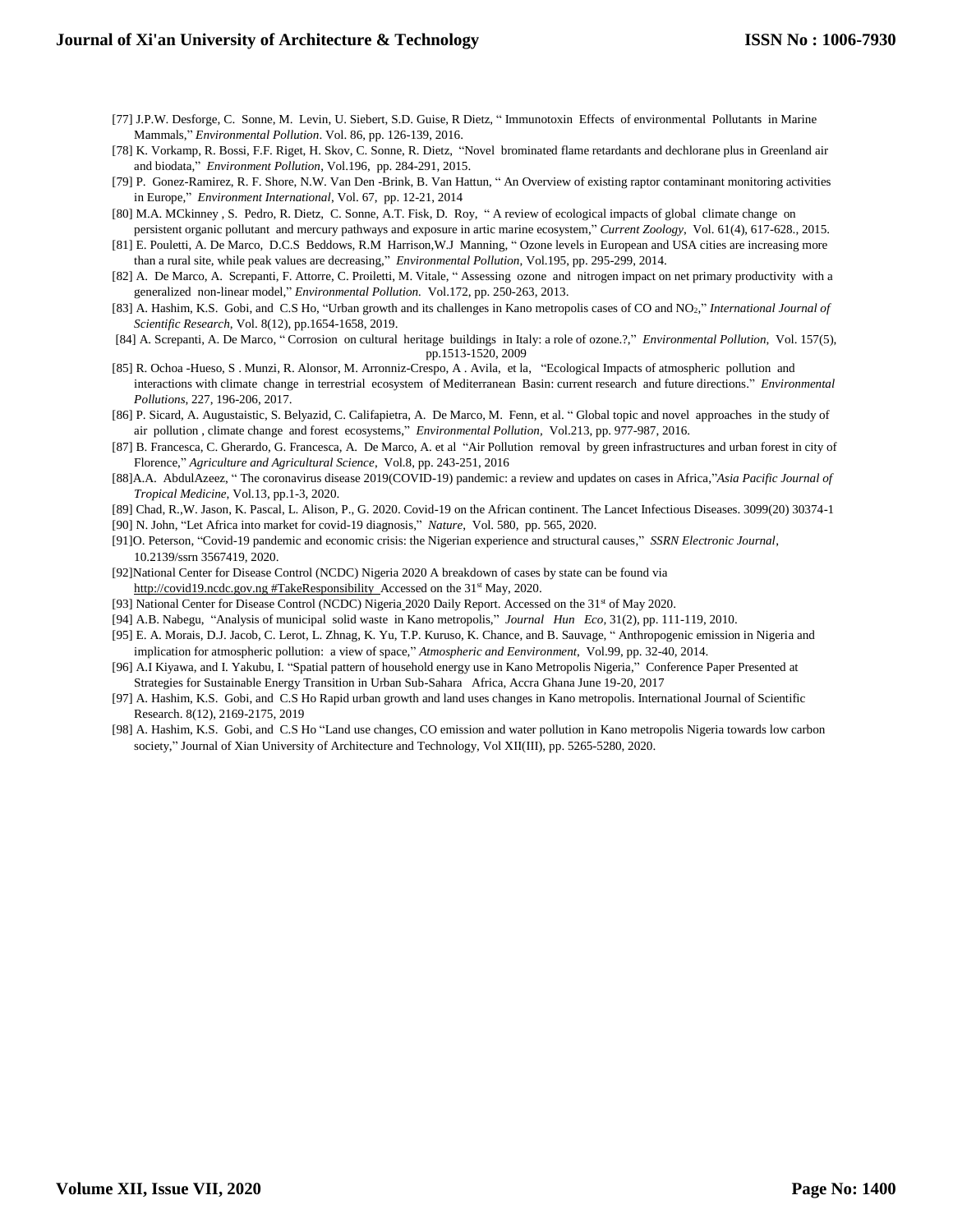[77] J.P.W. Desforge, C. Sonne, M. Levin, U. Siebert, S.D. Guise, R Dietz, " Immunotoxin Effects of environmental Pollutants in Marine Mammals," *Environmental Pollution*. Vol. 86, pp. 126-139, 2016.

[78] K. Vorkamp, R. Bossi, F.F. Riget, H. Skov, C. Sonne, R. Dietz, "Novel brominated flame retardants and dechlorane plus in Greenland air and biodata," *Environment Pollution*, Vol.196, pp. 284-291, 2015.

[79] P. Gonez-Ramirez, R. F. Shore, N.W. Van Den -Brink, B. Van Hattun, " An Overview of existing raptor contaminant monitoring activities in Europe," *Environment International*, Vol. 67, pp. 12-21, 2014

[80] M.A. MCkinney , S. Pedro, R. Dietz, C. Sonne, A.T. Fisk, D. Roy, " A review of ecological impacts of global climate change on persistent organic pollutant and mercury pathways and exposure in artic marine ecosystem," *Current Zoology*, Vol. 61(4), 617-628., 2015.

[81] E. Pouletti, A. De Marco, D.C.S Beddows, R.M Harrison,W.J Manning, " Ozone levels in European and USA cities are increasing more than a rural site, while peak values are decreasing," *Environmental Pollution*, Vol.195, pp. 295-299, 2014.

[82] A. De Marco, A. Screpanti, F. Attorre, C. Proiletti, M. Vitale, " Assessing ozone and nitrogen impact on net primary productivity with a generalized non-linear model," *Environmental Pollution.* Vol.172, pp. 250-263, 2013.

[83] A. Hashim, K.S. Gobi, and C.S Ho, "Urban growth and its challenges in Kano metropolis cases of CO and $NO_2$," *International Journal of Scientific Research*, Vol. 8(12), pp.1654-1658, 2019.

[84] A. Screpanti, A. De Marco, " Corrosion on cultural heritage buildings in Italy: a role of ozone.?," *Environmental Pollution*, Vol. 157(5), pp.1513-1520, 2009

[85] R. Ochoa -Hueso, S . Munzi, R. Alonsor, M. Arronniz-Crespo, A . Avila, et la, "Ecological Impacts of atmospheric pollution and interactions with climate change in terrestrial ecosystem of Mediterranean Basin: current research and future directions." *Environmental Pollutions*, 227, 196-206, 2017.

[86] P. Sicard, A. Augustaistic, S. Belyazid, C. Califapietra, A. De Marco, M. Fenn, et al. " Global topic and novel approaches in the study of air pollution , climate change and forest ecosystems," *Environmental Pollution*, Vol.213, pp. 977-987, 2016.

[87] B. Francesca, C. Gherardo, G. Francesca, A. De Marco, A. et al "Air Pollution removal by green infrastructures and urban forest in city of Florence," *Agriculture and Agricultural Science*, Vol.8, pp. 243-251, 2016

[88]A.A. AbdulAzeez, " The coronavirus disease 2019(COVID-19) pandemic: a review and updates on cases in Africa,"*Asia Pacific Journal of Tropical Medicine*, Vol.13, pp.1-3, 2020.

[89] Chad, R.,W. Jason, K. Pascal, L. Alison, P., G. 2020. Covid-19 on the African continent. The Lancet Infectious Diseases. 3099(20) 30374-1

[90] N. John, "Let Africa into market for covid-19 diagnosis," *Nature*, Vol. 580, pp. 565, 2020.

[91]O. Peterson, "Covid-19 pandemic and economic crisis: the Nigerian experience and structural causes," *SSRN Electronic Journal*, 10.2139/ssrn 3567419, 2020.

[92]National Center for Disease Control (NCDC) Nigeria 2020 A breakdown of cases by state can be found via http://covid19.ncdc.gov.ng #TakeResponsibility Accessed on the 31st May, 2020.

[93] National Center for Disease Control (NCDC) Nigeria 2020 Daily Report. Accessed on the 31st of May 2020.

[94] A.B. Nabegu, "Analysis of municipal solid waste in Kano metropolis," *Journal Hun Eco*, 31(2), pp. 111-119, 2010.

[95] E. A. Morais, D.J. Jacob, C. Lerot, L. Zhnag, K. Yu, T.P. Kuruso, K. Chance, and B. Sauvage, " Anthropogenic emission in Nigeria and implication for atmospheric pollution: a view of space," *Atmospheric and Eenvironment*, Vol.99, pp. 32-40, 2014.

[96] A.I Kiyawa, and I. Yakubu, I. "Spatial pattern of household energy use in Kano Metropolis Nigeria," Conference Paper Presented at Strategies for Sustainable Energy Transition in Urban Sub-Sahara Africa, Accra Ghana June 19-20, 2017

[97] A. Hashim, K.S. Gobi, and C.S Ho Rapid urban growth and land uses changes in Kano metropolis. International Journal of Scientific Research. 8(12), 2169-2175, 2019

[98] A. Hashim, K.S. Gobi, and C.S Ho "Land use changes, CO emission and water pollution in Kano metropolis Nigeria towards low carbon society," Journal of Xian University of Architecture and Technology, Vol XII(III), pp. 5265-5280, 2020.